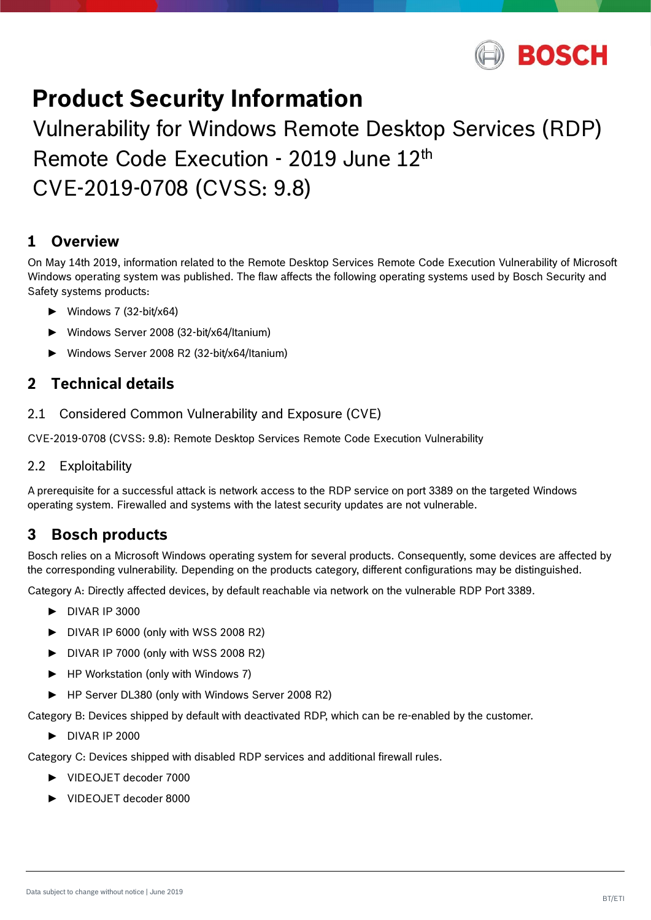# Product Security Information

Vulnerability for Windows Remote Desktop Services (RDP) Remote Code Execution - 2019 June 12th
CVE-2019-0708 (CVSS: 9.8)

## 1 Overview

On May 14th 2019, information related to the Remote Desktop Services Remote Code Execution Vulnerability of Microsoft Windows operating system was published. The flaw affects the following operating systems used by Bosch Security and Safety systems products:

- Windows 7 (32-bit/x64)
- Windows Server 2008 (32-bit/x64/Itanium)
- Windows Server 2008 R2 (32-bit/x64/Itanium)

## 2 Technical details

### 2.1 Considered Common Vulnerability and Exposure (CVE)

CVE-2019-0708 (CVSS: 9.8): Remote Desktop Services Remote Code Execution Vulnerability

### 2.2 Exploitability

A prerequisite for a successful attack is network access to the RDP service on port 3389 on the targeted Windows operating system. Firewalled and systems with the latest security updates are not vulnerable.

## 3 Bosch products

Bosch relies on a Microsoft Windows operating system for several products. Consequently, some devices are affected by the corresponding vulnerability. Depending on the products category, different configurations may be distinguished.

Category A: Directly affected devices, by default reachable via network on the vulnerable RDP Port 3389.

- DIVAR IP 3000
- DIVAR IP 6000 (only with WSS 2008 R2)
- DIVAR IP 7000 (only with WSS 2008 R2)
- HP Workstation (only with Windows 7)
- HP Server DL380 (only with Windows Server 2008 R2)

Category B: Devices shipped by default with deactivated RDP, which can be re-enabled by the customer.

- DIVAR IP 2000

Category C: Devices shipped with disabled RDP services and additional firewall rules.

- VIDEOJET decoder 7000
- VIDEOJET decoder 8000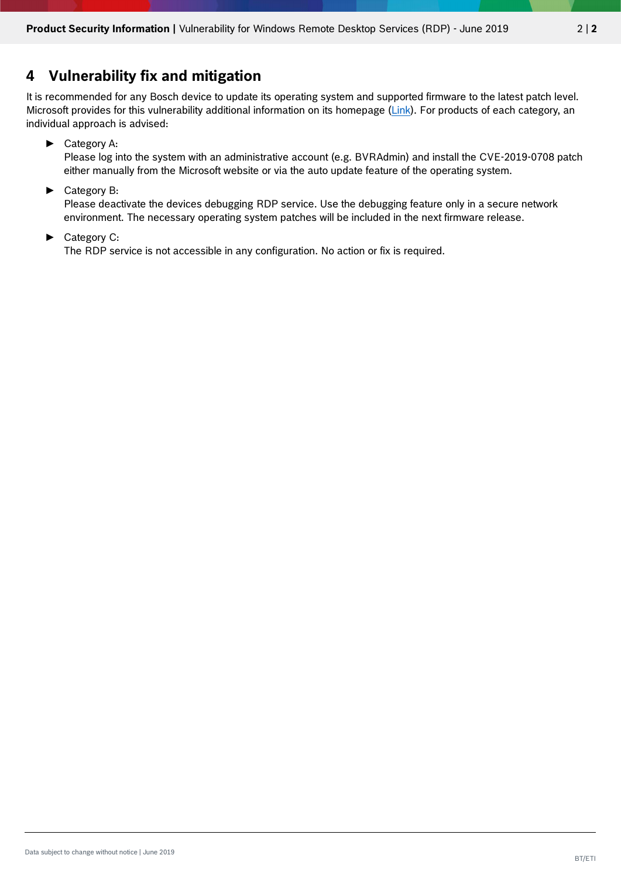# 4 Vulnerability fix and mitigation

It is recommended for any Bosch device to update its operating system and supported firmware to the latest patch level. Microsoft provides for this vulnerability additional information on its homepage (Link). For products of each category, an individual approach is advised:

- Category A:
  Please log into the system with an administrative account (e.g. BVRAdmin) and install the CVE-2019-0708 patch either manually from the Microsoft website or via the auto update feature of the operating system.
- Category B:
  Please deactivate the devices debugging RDP service. Use the debugging feature only in a secure network environment. The necessary operating system patches will be included in the next firmware release.
- Category C:
  The RDP service is not accessible in any configuration. No action or fix is required.